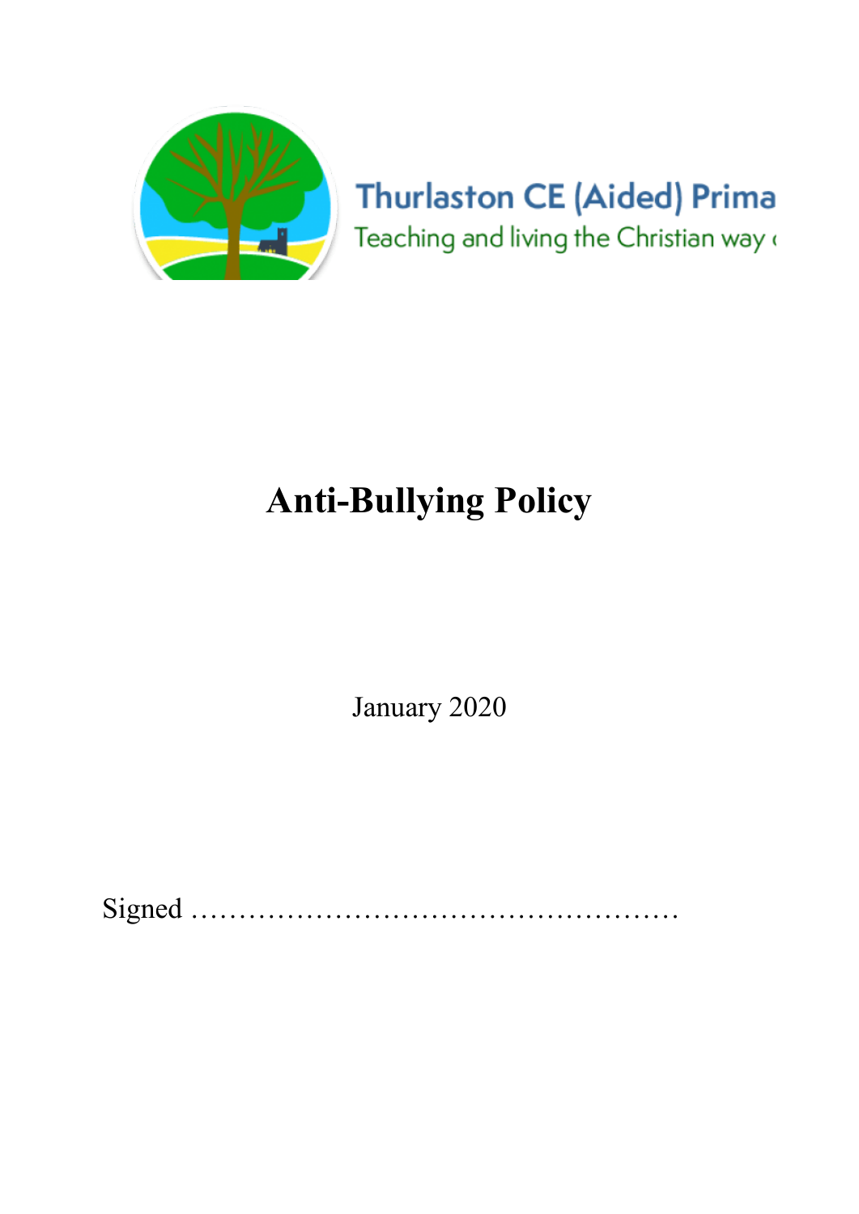Thurlaston CE (Aided) Prima

Teaching and living the Christian way

# Anti-Bullying Policy

January 2020

Signed ……………………………………………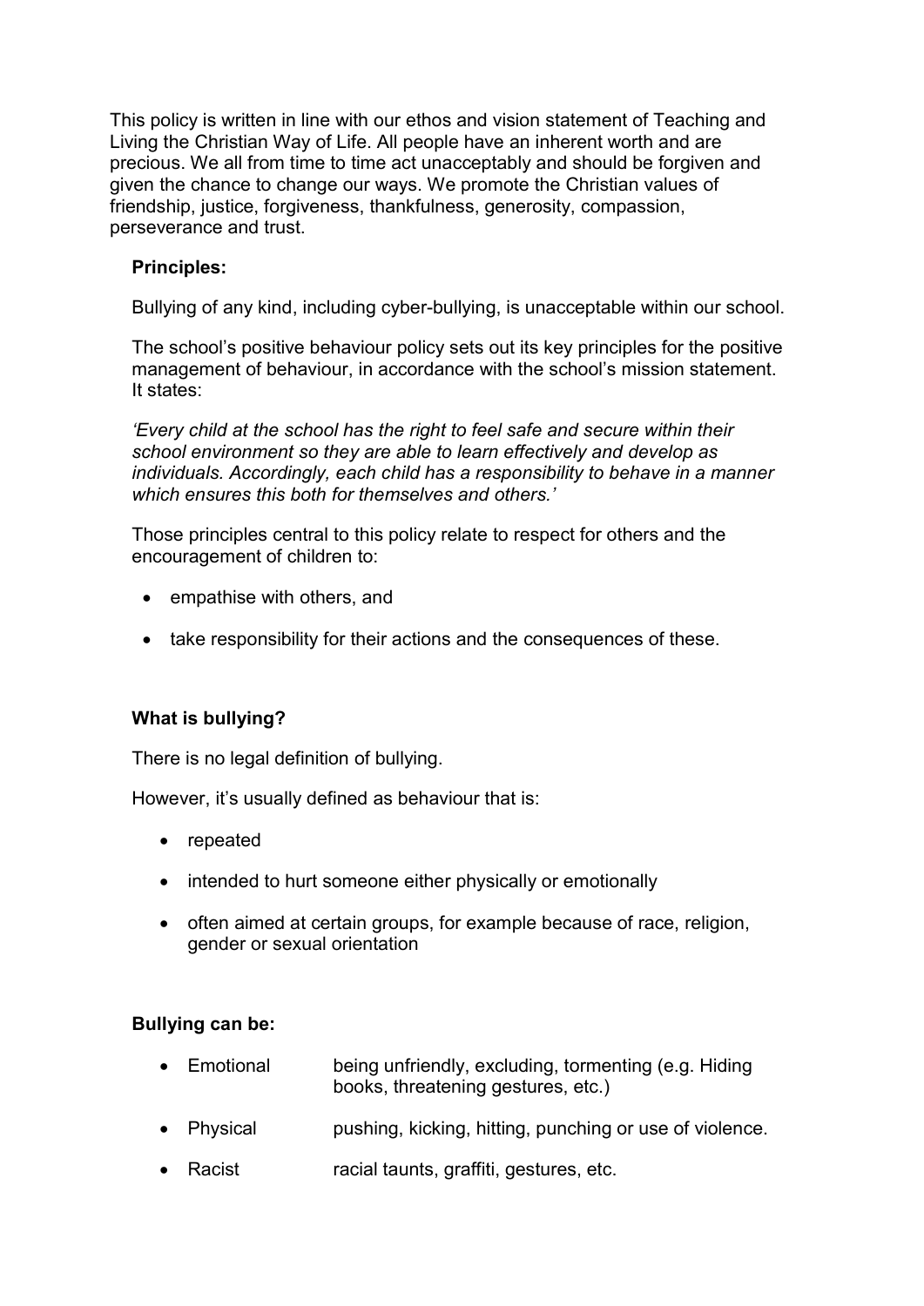This policy is written in line with our ethos and vision statement of Teaching and Living the Christian Way of Life. All people have an inherent worth and are precious. We all from time to time act unacceptably and should be forgiven and given the chance to change our ways. We promote the Christian values of friendship, justice, forgiveness, thankfulness, generosity, compassion, perseverance and trust.

**Principles:**

Bullying of any kind, including cyber-bullying, is unacceptable within our school.

The school's positive behaviour policy sets out its key principles for the positive management of behaviour, in accordance with the school's mission statement. It states:

*'Every child at the school has the right to feel safe and secure within their school environment so they are able to learn effectively and develop as individuals. Accordingly, each child has a responsibility to behave in a manner which ensures this both for themselves and others.'*

Those principles central to this policy relate to respect for others and the encouragement of children to:

- empathise with others, and
- take responsibility for their actions and the consequences of these.

**What is bullying?**

There is no legal definition of bullying.

However, it's usually defined as behaviour that is:

- repeated
- intended to hurt someone either physically or emotionally
- often aimed at certain groups, for example because of race, religion, gender or sexual orientation

**Bullying can be:**

- Emotional — being unfriendly, excluding, tormenting (e.g. Hiding books, threatening gestures, etc.)
- Physical — pushing, kicking, hitting, punching or use of violence.
- Racist — racial taunts, graffiti, gestures, etc.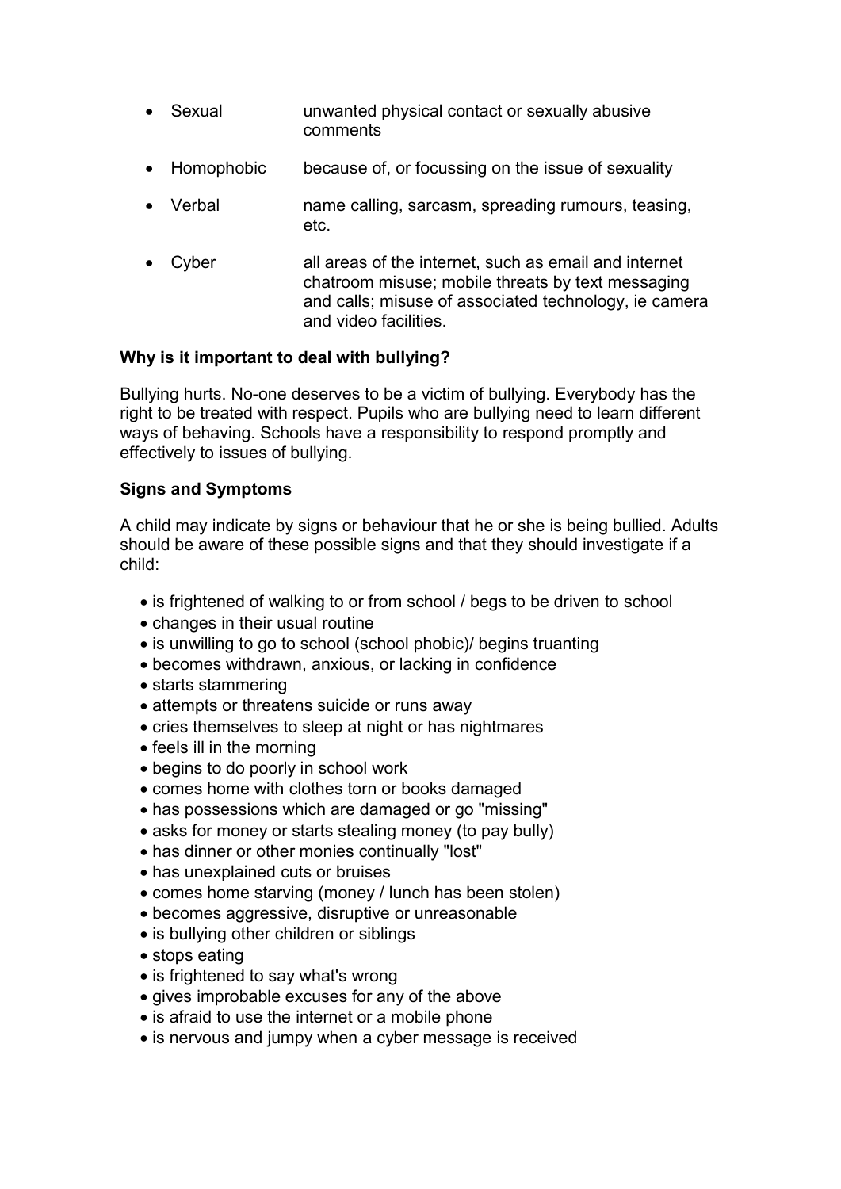- Sexual — unwanted physical contact or sexually abusive comments
- Homophobic — because of, or focussing on the issue of sexuality
- Verbal — name calling, sarcasm, spreading rumours, teasing, etc.
- Cyber — all areas of the internet, such as email and internet chatroom misuse; mobile threats by text messaging and calls; misuse of associated technology, ie camera and video facilities.

**Why is it important to deal with bullying?**

Bullying hurts. No-one deserves to be a victim of bullying. Everybody has the right to be treated with respect. Pupils who are bullying need to learn different ways of behaving. Schools have a responsibility to respond promptly and effectively to issues of bullying.

**Signs and Symptoms**

A child may indicate by signs or behaviour that he or she is being bullied. Adults should be aware of these possible signs and that they should investigate if a child:

- is frightened of walking to or from school / begs to be driven to school
- changes in their usual routine
- is unwilling to go to school (school phobic)/ begins truanting
- becomes withdrawn, anxious, or lacking in confidence
- starts stammering
- attempts or threatens suicide or runs away
- cries themselves to sleep at night or has nightmares
- feels ill in the morning
- begins to do poorly in school work
- comes home with clothes torn or books damaged
- has possessions which are damaged or go "missing"
- asks for money or starts stealing money (to pay bully)
- has dinner or other monies continually "lost"
- has unexplained cuts or bruises
- comes home starving (money / lunch has been stolen)
- becomes aggressive, disruptive or unreasonable
- is bullying other children or siblings
- stops eating
- is frightened to say what's wrong
- gives improbable excuses for any of the above
- is afraid to use the internet or a mobile phone
- is nervous and jumpy when a cyber message is received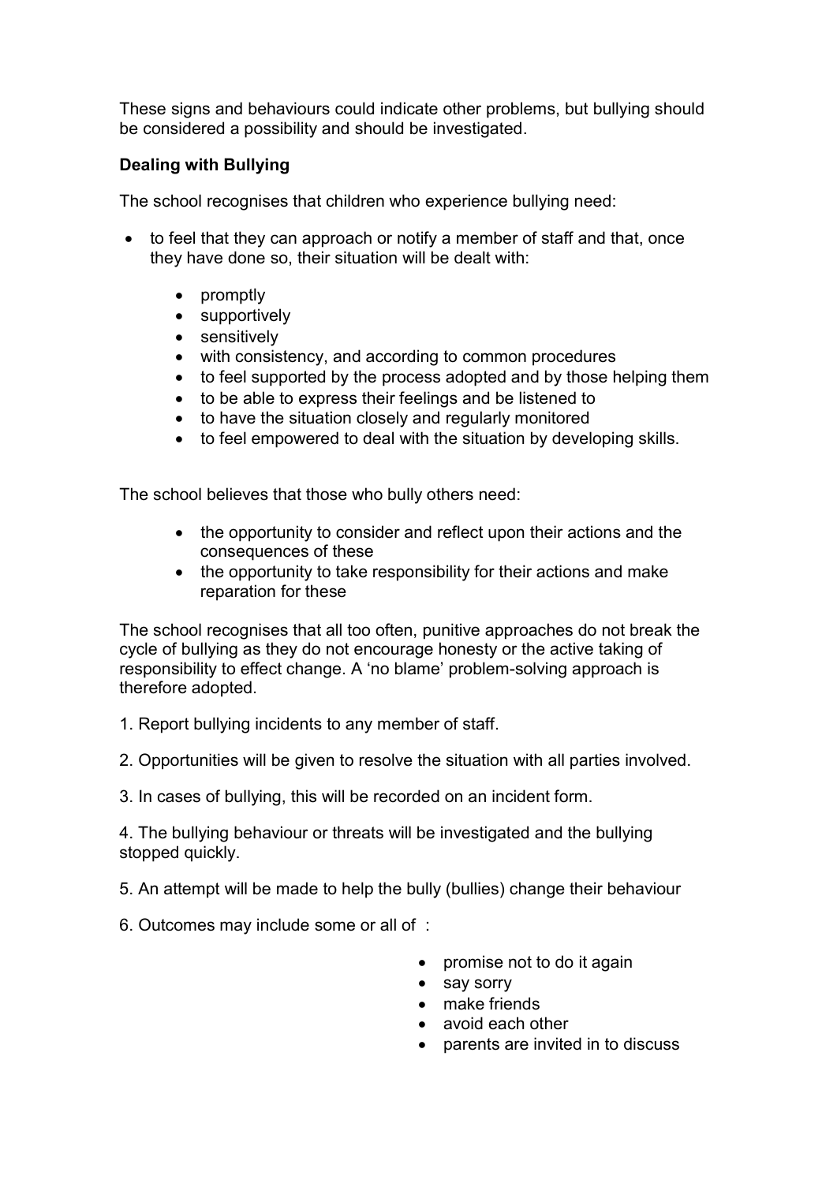These signs and behaviours could indicate other problems, but bullying should be considered a possibility and should be investigated.

**Dealing with Bullying**

The school recognises that children who experience bullying need:

- to feel that they can approach or notify a member of staff and that, once they have done so, their situation will be dealt with:
  - promptly
  - supportively
  - sensitively
  - with consistency, and according to common procedures
  - to feel supported by the process adopted and by those helping them
  - to be able to express their feelings and be listened to
  - to have the situation closely and regularly monitored
  - to feel empowered to deal with the situation by developing skills.

The school believes that those who bully others need:

- the opportunity to consider and reflect upon their actions and the consequences of these
- the opportunity to take responsibility for their actions and make reparation for these

The school recognises that all too often, punitive approaches do not break the cycle of bullying as they do not encourage honesty or the active taking of responsibility to effect change. A 'no blame' problem-solving approach is therefore adopted.

1. Report bullying incidents to any member of staff.

2. Opportunities will be given to resolve the situation with all parties involved.

3. In cases of bullying, this will be recorded on an incident form.

4. The bullying behaviour or threats will be investigated and the bullying stopped quickly.

5. An attempt will be made to help the bully (bullies) change their behaviour

6. Outcomes may include some or all of :

- promise not to do it again
- say sorry
- make friends
- avoid each other
- parents are invited in to discuss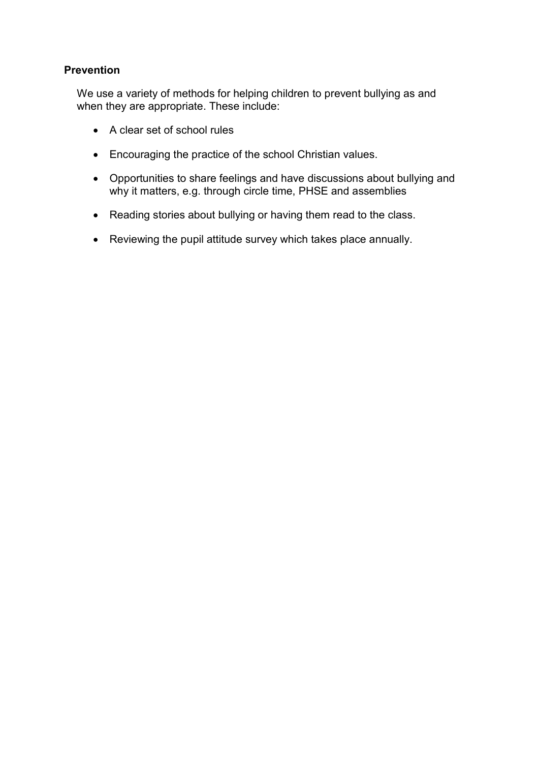## Prevention

We use a variety of methods for helping children to prevent bullying as and when they are appropriate. These include:

- A clear set of school rules
- Encouraging the practice of the school Christian values.
- Opportunities to share feelings and have discussions about bullying and why it matters, e.g. through circle time, PHSE and assemblies
- Reading stories about bullying or having them read to the class.
- Reviewing the pupil attitude survey which takes place annually.